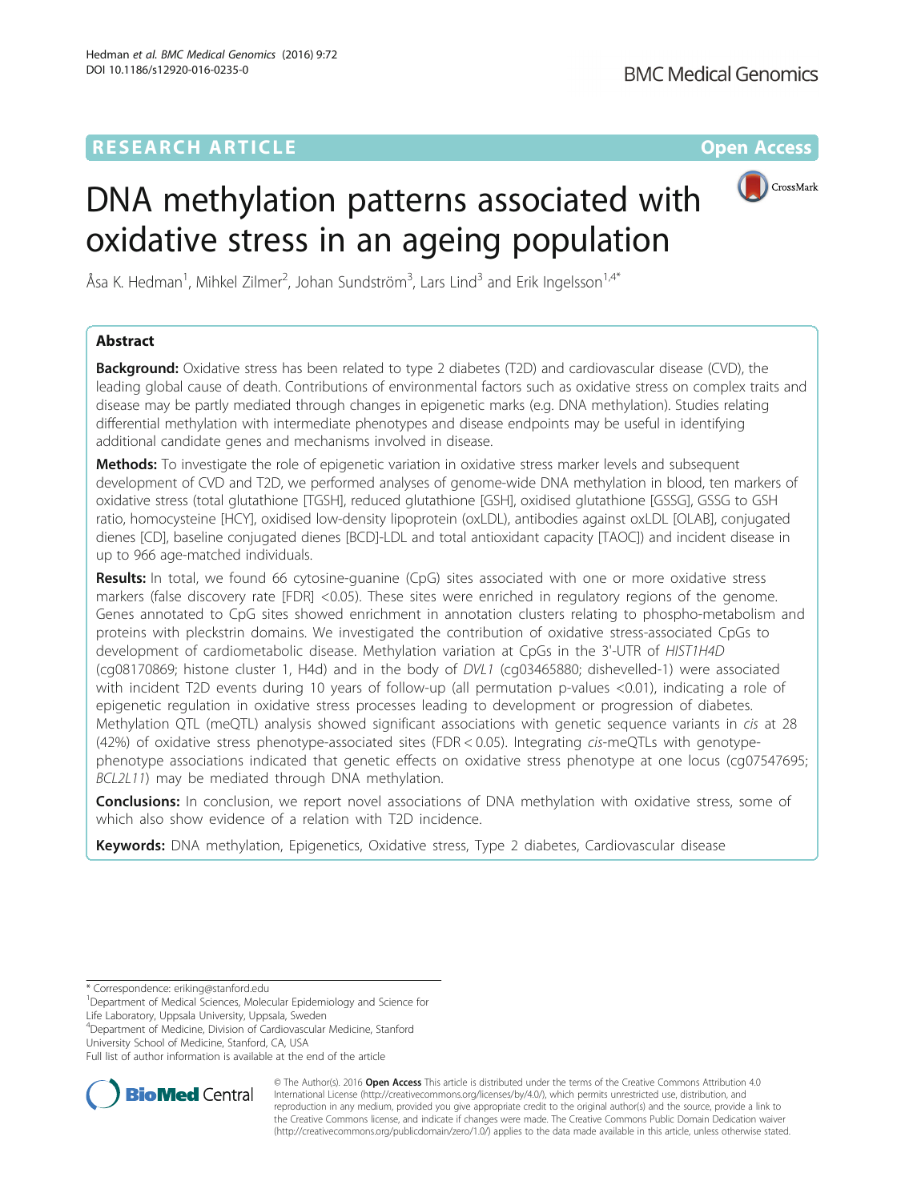**RESEARCH ARTICLE** **Open Access**

# DNA methylation patterns associated with oxidative stress in an ageing population

Åsa K. Hedman[1], Mihkel Zilmer[2], Johan Sundström[3], Lars Lind[3] and Erik Ingelsson[1,4*]

## Abstract

**Background:** Oxidative stress has been related to type 2 diabetes (T2D) and cardiovascular disease (CVD), the leading global cause of death. Contributions of environmental factors such as oxidative stress on complex traits and disease may be partly mediated through changes in epigenetic marks (e.g. DNA methylation). Studies relating differential methylation with intermediate phenotypes and disease endpoints may be useful in identifying additional candidate genes and mechanisms involved in disease.

**Methods:** To investigate the role of epigenetic variation in oxidative stress marker levels and subsequent development of CVD and T2D, we performed analyses of genome-wide DNA methylation in blood, ten markers of oxidative stress (total glutathione [TGSH], reduced glutathione [GSH], oxidised glutathione [GSSG], GSSG to GSH ratio, homocysteine [HCY], oxidised low-density lipoprotein (oxLDL), antibodies against oxLDL [OLAB], conjugated dienes [CD], baseline conjugated dienes [BCD]-LDL and total antioxidant capacity [TAOC]) and incident disease in up to 966 age-matched individuals.

**Results:** In total, we found 66 cytosine-guanine (CpG) sites associated with one or more oxidative stress markers (false discovery rate [FDR] <0.05). These sites were enriched in regulatory regions of the genome. Genes annotated to CpG sites showed enrichment in annotation clusters relating to phospho-metabolism and proteins with pleckstrin domains. We investigated the contribution of oxidative stress-associated CpGs to development of cardiometabolic disease. Methylation variation at CpGs in the 3'-UTR of *HIST1H4D* (cg08170869; histone cluster 1, H4d) and in the body of *DVL1* (cg03465880; dishevelled-1) were associated with incident T2D events during 10 years of follow-up (all permutation p-values <0.01), indicating a role of epigenetic regulation in oxidative stress processes leading to development or progression of diabetes. Methylation QTL (meQTL) analysis showed significant associations with genetic sequence variants in *cis* at 28 (42%) of oxidative stress phenotype-associated sites (FDR < 0.05). Integrating *cis*-meQTLs with genotype-phenotype associations indicated that genetic effects on oxidative stress phenotype at one locus (cg07547695; *BCL2L11*) may be mediated through DNA methylation.

**Conclusions:** In conclusion, we report novel associations of DNA methylation with oxidative stress, some of which also show evidence of a relation with T2D incidence.

**Keywords:** DNA methylation, Epigenetics, Oxidative stress, Type 2 diabetes, Cardiovascular disease

---

\* Correspondence: eriking@stanford.edu

[1]Department of Medical Sciences, Molecular Epidemiology and Science for Life Laboratory, Uppsala University, Uppsala, Sweden

[4]Department of Medicine, Division of Cardiovascular Medicine, Stanford University School of Medicine, Stanford, CA, USA

Full list of author information is available at the end of the article

© The Author(s). 2016 **Open Access** This article is distributed under the terms of the Creative Commons Attribution 4.0 International License (http://creativecommons.org/licenses/by/4.0/), which permits unrestricted use, distribution, and reproduction in any medium, provided you give appropriate credit to the original author(s) and the source, provide a link to the Creative Commons license, and indicate if changes were made. The Creative Commons Public Domain Dedication waiver (http://creativecommons.org/publicdomain/zero/1.0/) applies to the data made available in this article, unless otherwise stated.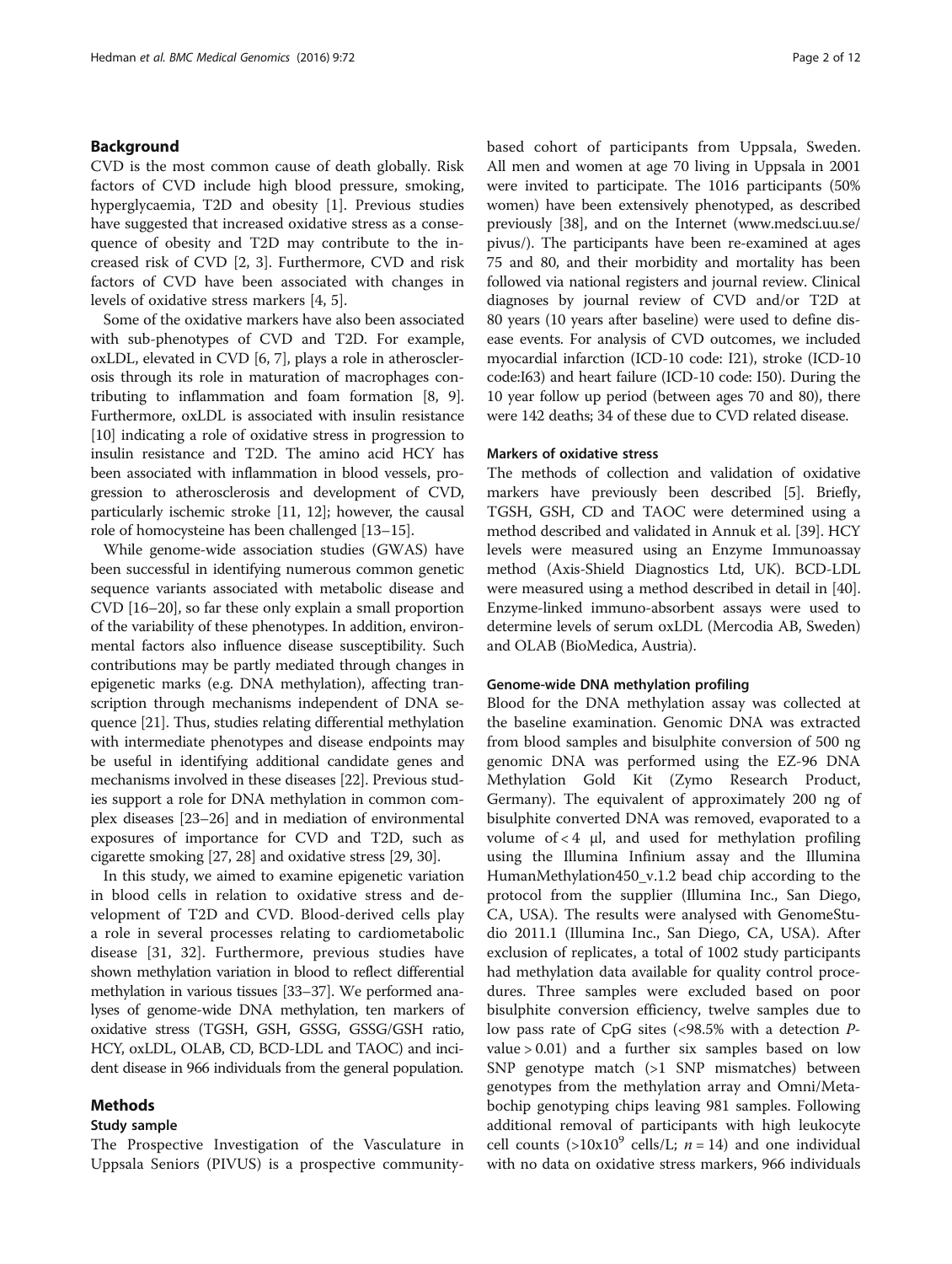## Background

CVD is the most common cause of death globally. Risk factors of CVD include high blood pressure, smoking, hyperglycaemia, T2D and obesity [1]. Previous studies have suggested that increased oxidative stress as a consequence of obesity and T2D may contribute to the increased risk of CVD [2, 3]. Furthermore, CVD and risk factors of CVD have been associated with changes in levels of oxidative stress markers [4, 5].

Some of the oxidative markers have also been associated with sub-phenotypes of CVD and T2D. For example, oxLDL, elevated in CVD [6, 7], plays a role in atherosclerosis through its role in maturation of macrophages contributing to inflammation and foam formation [8, 9]. Furthermore, oxLDL is associated with insulin resistance [10] indicating a role of oxidative stress in progression to insulin resistance and T2D. The amino acid HCY has been associated with inflammation in blood vessels, progression to atherosclerosis and development of CVD, particularly ischemic stroke [11, 12]; however, the causal role of homocysteine has been challenged [13–15].

While genome-wide association studies (GWAS) have been successful in identifying numerous common genetic sequence variants associated with metabolic disease and CVD [16–20], so far these only explain a small proportion of the variability of these phenotypes. In addition, environmental factors also influence disease susceptibility. Such contributions may be partly mediated through changes in epigenetic marks (e.g. DNA methylation), affecting transcription through mechanisms independent of DNA sequence [21]. Thus, studies relating differential methylation with intermediate phenotypes and disease endpoints may be useful in identifying additional candidate genes and mechanisms involved in these diseases [22]. Previous studies support a role for DNA methylation in common complex diseases [23–26] and in mediation of environmental exposures of importance for CVD and T2D, such as cigarette smoking [27, 28] and oxidative stress [29, 30].

In this study, we aimed to examine epigenetic variation in blood cells in relation to oxidative stress and development of T2D and CVD. Blood-derived cells play a role in several processes relating to cardiometabolic disease [31, 32]. Furthermore, previous studies have shown methylation variation in blood to reflect differential methylation in various tissues [33–37]. We performed analyses of genome-wide DNA methylation, ten markers of oxidative stress (TGSH, GSH, GSSG, GSSG/GSH ratio, HCY, oxLDL, OLAB, CD, BCD-LDL and TAOC) and incident disease in 966 individuals from the general population.

## Methods

### Study sample

The Prospective Investigation of the Vasculature in Uppsala Seniors (PIVUS) is a prospective community-based cohort of participants from Uppsala, Sweden. All men and women at age 70 living in Uppsala in 2001 were invited to participate. The 1016 participants (50% women) have been extensively phenotyped, as described previously [38], and on the Internet (www.medsci.uu.se/pivus/). The participants have been re-examined at ages 75 and 80, and their morbidity and mortality has been followed via national registers and journal review. Clinical diagnoses by journal review of CVD and/or T2D at 80 years (10 years after baseline) were used to define disease events. For analysis of CVD outcomes, we included myocardial infarction (ICD-10 code: I21), stroke (ICD-10 code:I63) and heart failure (ICD-10 code: I50). During the 10 year follow up period (between ages 70 and 80), there were 142 deaths; 34 of these due to CVD related disease.

### Markers of oxidative stress

The methods of collection and validation of oxidative markers have previously been described [5]. Briefly, TGSH, GSH, CD and TAOC were determined using a method described and validated in Annuk et al. [39]. HCY levels were measured using an Enzyme Immunoassay method (Axis-Shield Diagnostics Ltd, UK). BCD-LDL were measured using a method described in detail in [40]. Enzyme-linked immuno-absorbent assays were used to determine levels of serum oxLDL (Mercodia AB, Sweden) and OLAB (BioMedica, Austria).

### Genome-wide DNA methylation profiling

Blood for the DNA methylation assay was collected at the baseline examination. Genomic DNA was extracted from blood samples and bisulphite conversion of 500 ng genomic DNA was performed using the EZ-96 DNA Methylation Gold Kit (Zymo Research Product, Germany). The equivalent of approximately 200 ng of bisulphite converted DNA was removed, evaporated to a volume of < 4 μl, and used for methylation profiling using the Illumina Infinium assay and the Illumina HumanMethylation450_v.1.2 bead chip according to the protocol from the supplier (Illumina Inc., San Diego, CA, USA). The results were analysed with GenomeStudio 2011.1 (Illumina Inc., San Diego, CA, USA). After exclusion of replicates, a total of 1002 study participants had methylation data available for quality control procedures. Three samples were excluded based on poor bisulphite conversion efficiency, twelve samples due to low pass rate of CpG sites (<98.5% with a detection *P*-value > 0.01) and a further six samples based on low SNP genotype match (>1 SNP mismatches) between genotypes from the methylation array and Omni/Metabochip genotyping chips leaving 981 samples. Following additional removal of participants with high leukocyte cell counts ($>10x10^9$ cells/L; $n = 14$) and one individual with no data on oxidative stress markers, 966 individuals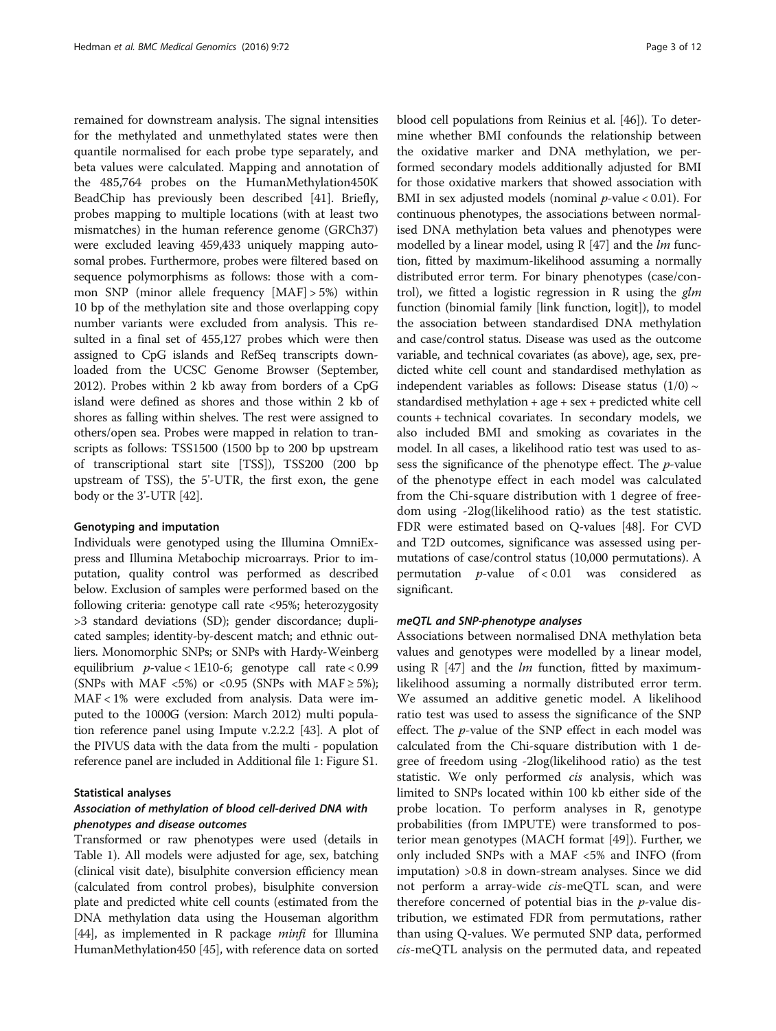remained for downstream analysis. The signal intensities for the methylated and unmethylated states were then quantile normalised for each probe type separately, and beta values were calculated. Mapping and annotation of the 485,764 probes on the HumanMethylation450K BeadChip has previously been described [41]. Briefly, probes mapping to multiple locations (with at least two mismatches) in the human reference genome (GRCh37) were excluded leaving 459,433 uniquely mapping autosomal probes. Furthermore, probes were filtered based on sequence polymorphisms as follows: those with a common SNP (minor allele frequency [MAF] > 5%) within 10 bp of the methylation site and those overlapping copy number variants were excluded from analysis. This resulted in a final set of 455,127 probes which were then assigned to CpG islands and RefSeq transcripts downloaded from the UCSC Genome Browser (September, 2012). Probes within 2 kb away from borders of a CpG island were defined as shores and those within 2 kb of shores as falling within shelves. The rest were assigned to others/open sea. Probes were mapped in relation to transcripts as follows: TSS1500 (1500 bp to 200 bp upstream of transcriptional start site [TSS]), TSS200 (200 bp upstream of TSS), the 5'-UTR, the first exon, the gene body or the 3'-UTR [42].

### Genotyping and imputation

Individuals were genotyped using the Illumina OmniExpress and Illumina Metabochip microarrays. Prior to imputation, quality control was performed as described below. Exclusion of samples were performed based on the following criteria: genotype call rate <95%; heterozygosity >3 standard deviations (SD); gender discordance; duplicated samples; identity-by-descent match; and ethnic outliers. Monomorphic SNPs; or SNPs with Hardy-Weinberg equilibrium $p$-value < 1E10-6; genotype call rate < 0.99 (SNPs with MAF <5%) or <0.95 (SNPs with MAF ≥ 5%); MAF < 1% were excluded from analysis. Data were imputed to the 1000G (version: March 2012) multi population reference panel using Impute v.2.2.2 [43]. A plot of the PIVUS data with the data from the multi - population reference panel are included in Additional file 1: Figure S1.

### Statistical analyses

#### *Association of methylation of blood cell-derived DNA with phenotypes and disease outcomes*

Transformed or raw phenotypes were used (details in Table 1). All models were adjusted for age, sex, batching (clinical visit date), bisulphite conversion efficiency mean (calculated from control probes), bisulphite conversion plate and predicted white cell counts (estimated from the DNA methylation data using the Houseman algorithm [44], as implemented in R package *minfi* for Illumina HumanMethylation450 [45], with reference data on sorted blood cell populations from Reinius et al. [46]). To determine whether BMI confounds the relationship between the oxidative marker and DNA methylation, we performed secondary models additionally adjusted for BMI for those oxidative markers that showed association with BMI in sex adjusted models (nominal $p$-value < 0.01). For continuous phenotypes, the associations between normalised DNA methylation beta values and phenotypes were modelled by a linear model, using R [47] and the *lm* function, fitted by maximum-likelihood assuming a normally distributed error term. For binary phenotypes (case/control), we fitted a logistic regression in R using the *glm* function (binomial family [link function, logit]), to model the association between standardised DNA methylation and case/control status. Disease was used as the outcome variable, and technical covariates (as above), age, sex, predicted white cell count and standardised methylation as independent variables as follows: Disease status (1/0) ~ standardised methylation + age + sex + predicted white cell counts + technical covariates. In secondary models, we also included BMI and smoking as covariates in the model. In all cases, a likelihood ratio test was used to assess the significance of the phenotype effect. The $p$-value of the phenotype effect in each model was calculated from the Chi-square distribution with 1 degree of freedom using -2log(likelihood ratio) as the test statistic. FDR were estimated based on Q-values [48]. For CVD and T2D outcomes, significance was assessed using permutations of case/control status (10,000 permutations). A permutation $p$-value of < 0.01 was considered as significant.

#### *meQTL and SNP-phenotype analyses*

Associations between normalised DNA methylation beta values and genotypes were modelled by a linear model, using R [47] and the *lm* function, fitted by maximum-likelihood assuming a normally distributed error term. We assumed an additive genetic model. A likelihood ratio test was used to assess the significance of the SNP effect. The $p$-value of the SNP effect in each model was calculated from the Chi-square distribution with 1 degree of freedom using -2log(likelihood ratio) as the test statistic. We only performed *cis* analysis, which was limited to SNPs located within 100 kb either side of the probe location. To perform analyses in R, genotype probabilities (from IMPUTE) were transformed to posterior mean genotypes (MACH format [49]). Further, we only included SNPs with a MAF <5% and INFO (from imputation) >0.8 in down-stream analyses. Since we did not perform a array-wide *cis*-meQTL scan, and were therefore concerned of potential bias in the $p$-value distribution, we estimated FDR from permutations, rather than using Q-values. We permuted SNP data, performed *cis*-meQTL analysis on the permuted data, and repeated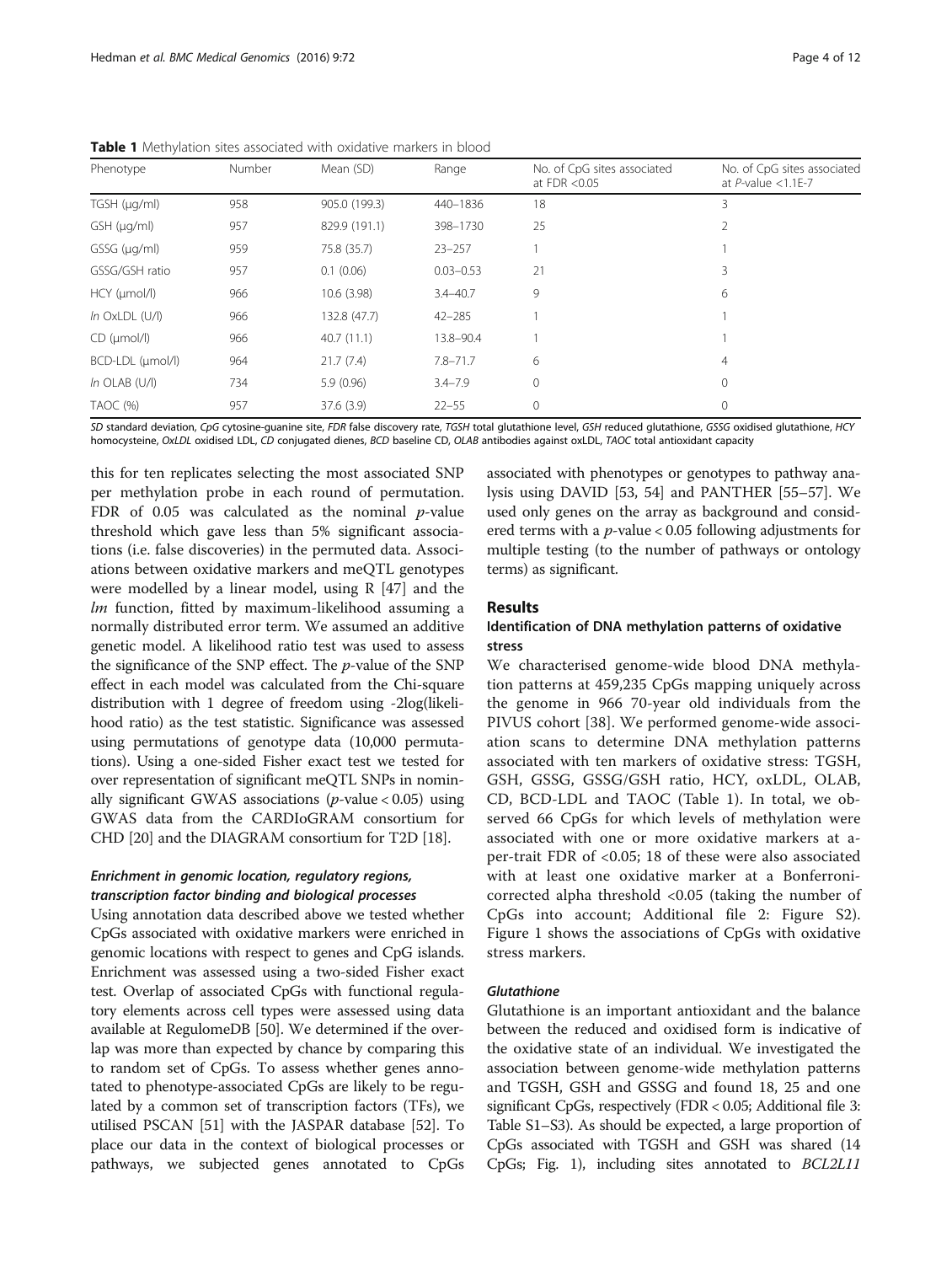**Table 1** Methylation sites associated with oxidative markers in blood

| Phenotype | Number | Mean (SD) | Range | No. of CpG sites associated at FDR <0.05 | No. of CpG sites associated at *P*-value <1.1E-7 |
|---|---|---|---|---|---|
| TGSH (μg/ml) | 958 | 905.0 (199.3) | 440–1836 | 18 | 3 |
| GSH (μg/ml) | 957 | 829.9 (191.1) | 398–1730 | 25 | 2 |
| GSSG (μg/ml) | 959 | 75.8 (35.7) | 23–257 | 1 | 1 |
| GSSG/GSH ratio | 957 | 0.1 (0.06) | 0.03–0.53 | 21 | 3 |
| HCY (μmol/l) | 966 | 10.6 (3.98) | 3.4–40.7 | 9 | 6 |
| *ln* OxLDL (U/l) | 966 | 132.8 (47.7) | 42–285 | 1 | 1 |
| CD (μmol/l) | 966 | 40.7 (11.1) | 13.8–90.4 | 1 | 1 |
| BCD-LDL (μmol/l) | 964 | 21.7 (7.4) | 7.8–71.7 | 6 | 4 |
| *ln* OLAB (U/l) | 734 | 5.9 (0.96) | 3.4–7.9 | 0 | 0 |
| TAOC (%) | 957 | 37.6 (3.9) | 22–55 | 0 | 0 |

*SD* standard deviation, *CpG* cytosine-guanine site, *FDR* false discovery rate, *TGSH* total glutathione level, *GSH* reduced glutathione, *GSSG* oxidised glutathione, *HCY* homocysteine, *OxLDL* oxidised LDL, *CD* conjugated dienes, *BCD* baseline CD, *OLAB* antibodies against oxLDL, *TAOC* total antioxidant capacity

this for ten replicates selecting the most associated SNP per methylation probe in each round of permutation. FDR of 0.05 was calculated as the nominal $p$-value threshold which gave less than 5% significant associations (i.e. false discoveries) in the permuted data. Associations between oxidative markers and meQTL genotypes were modelled by a linear model, using R [47] and the *lm* function, fitted by maximum-likelihood assuming a normally distributed error term. We assumed an additive genetic model. A likelihood ratio test was used to assess the significance of the SNP effect. The $p$-value of the SNP effect in each model was calculated from the Chi-square distribution with 1 degree of freedom using -2log(likelihood ratio) as the test statistic. Significance was assessed using permutations of genotype data (10,000 permutations). Using a one-sided Fisher exact test we tested for over representation of significant meQTL SNPs in nominally significant GWAS associations ($p$-value < 0.05) using GWAS data from the CARDIoGRAM consortium for CHD [20] and the DIAGRAM consortium for T2D [18].

### *Enrichment in genomic location, regulatory regions, transcription factor binding and biological processes*

Using annotation data described above we tested whether CpGs associated with oxidative markers were enriched in genomic locations with respect to genes and CpG islands. Enrichment was assessed using a two-sided Fisher exact test. Overlap of associated CpGs with functional regulatory elements across cell types were assessed using data available at RegulomeDB [50]. We determined if the overlap was more than expected by chance by comparing this to random set of CpGs. To assess whether genes annotated to phenotype-associated CpGs are likely to be regulated by a common set of transcription factors (TFs), we utilised PSCAN [51] with the JASPAR database [52]. To place our data in the context of biological processes or pathways, we subjected genes annotated to CpGs associated with phenotypes or genotypes to pathway analysis using DAVID [53, 54] and PANTHER [55–57]. We used only genes on the array as background and considered terms with a $p$-value < 0.05 following adjustments for multiple testing (to the number of pathways or ontology terms) as significant.

## Results

### Identification of DNA methylation patterns of oxidative stress

We characterised genome-wide blood DNA methylation patterns at 459,235 CpGs mapping uniquely across the genome in 966 70-year old individuals from the PIVUS cohort [38]. We performed genome-wide association scans to determine DNA methylation patterns associated with ten markers of oxidative stress: TGSH, GSH, GSSG, GSSG/GSH ratio, HCY, oxLDL, OLAB, CD, BCD-LDL and TAOC (Table 1). In total, we observed 66 CpGs for which levels of methylation were associated with one or more oxidative markers at a-per-trait FDR of <0.05; 18 of these were also associated with at least one oxidative marker at a Bonferroni-corrected alpha threshold <0.05 (taking the number of CpGs into account; Additional file 2: Figure S2). Figure 1 shows the associations of CpGs with oxidative stress markers.

#### *Glutathione*

Glutathione is an important antioxidant and the balance between the reduced and oxidised form is indicative of the oxidative state of an individual. We investigated the association between genome-wide methylation patterns and TGSH, GSH and GSSG and found 18, 25 and one significant CpGs, respectively (FDR < 0.05; Additional file 3: Table S1–S3). As should be expected, a large proportion of CpGs associated with TGSH and GSH was shared (14 CpGs; Fig. 1), including sites annotated to *BCL2L11*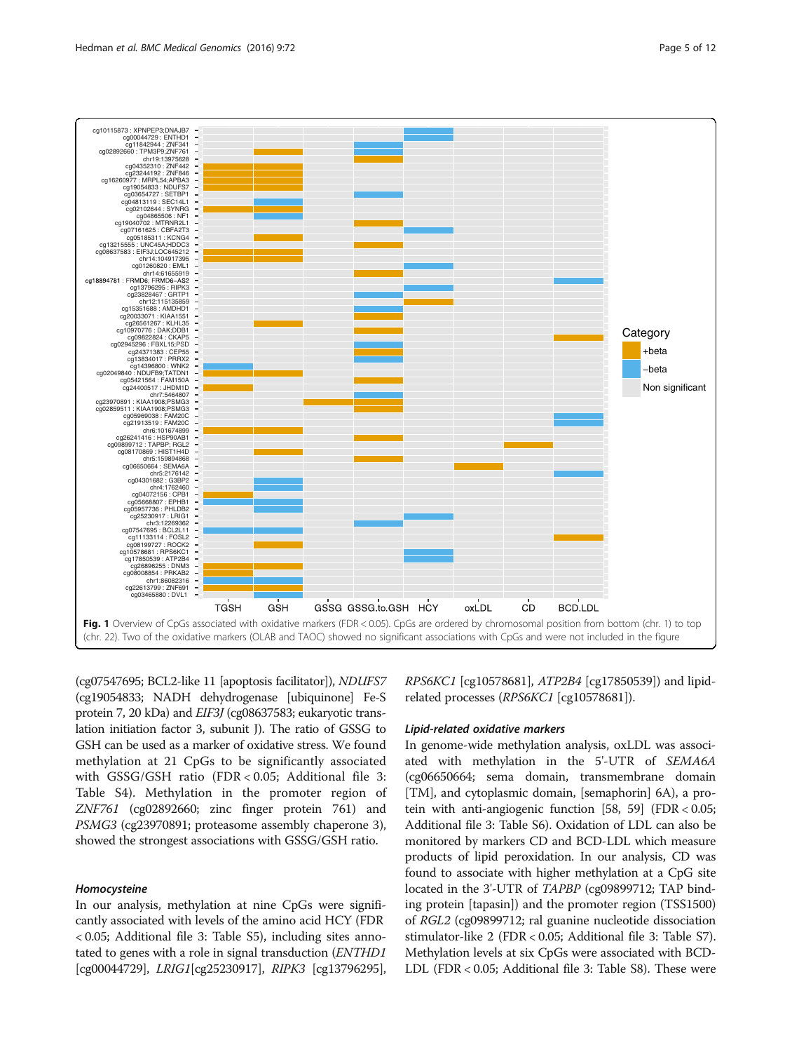Fig. 1 Overview of CpGs associated with oxidative markers (FDR < 0.05). CpGs are ordered by chromosomal position from bottom (chr. 1) to top (chr. 22). Two of the oxidative markers (OLAB and TAOC) showed no significant associations with CpGs and were not included in the figure

(cg07547695; BCL2-like 11 [apoptosis facilitator]), *NDUFS7* (cg19054833; NADH dehydrogenase [ubiquinone] Fe-S protein 7, 20 kDa) and *EIF3J* (cg08637583; eukaryotic translation initiation factor 3, subunit J). The ratio of GSSG to GSH can be used as a marker of oxidative stress. We found methylation at 21 CpGs to be significantly associated with GSSG/GSH ratio (FDR < 0.05; Additional file 3: Table S4). Methylation in the promoter region of *ZNF761* (cg02892660; zinc finger protein 761) and *PSMG3* (cg23970891; proteasome assembly chaperone 3), showed the strongest associations with GSSG/GSH ratio.

#### Homocysteine

In our analysis, methylation at nine CpGs were significantly associated with levels of the amino acid HCY (FDR < 0.05; Additional file 3: Table S5), including sites annotated to genes with a role in signal transduction (*ENTHD1* [cg00044729], *LRIG1*[cg25230917], *RIPK3* [cg13796295], *RPS6KC1* [cg10578681], *ATP2B4* [cg17850539]) and lipid-related processes (*RPS6KC1* [cg10578681]).

#### Lipid-related oxidative markers

In genome-wide methylation analysis, oxLDL was associated with methylation in the 5'-UTR of *SEMA6A* (cg06650664; sema domain, transmembrane domain [TM], and cytoplasmic domain, [semaphorin] 6A), a protein with anti-angiogenic function [58, 59] (FDR < 0.05; Additional file 3: Table S6). Oxidation of LDL can also be monitored by markers CD and BCD-LDL which measure products of lipid peroxidation. In our analysis, CD was found to associate with higher methylation at a CpG site located in the 3'-UTR of *TAPBP* (cg09899712; TAP binding protein [tapasin]) and the promoter region (TSS1500) of *RGL2* (cg09899712; ral guanine nucleotide dissociation stimulator-like 2 (FDR < 0.05; Additional file 3: Table S7). Methylation levels at six CpGs were associated with BCD-LDL (FDR < 0.05; Additional file 3: Table S8). These were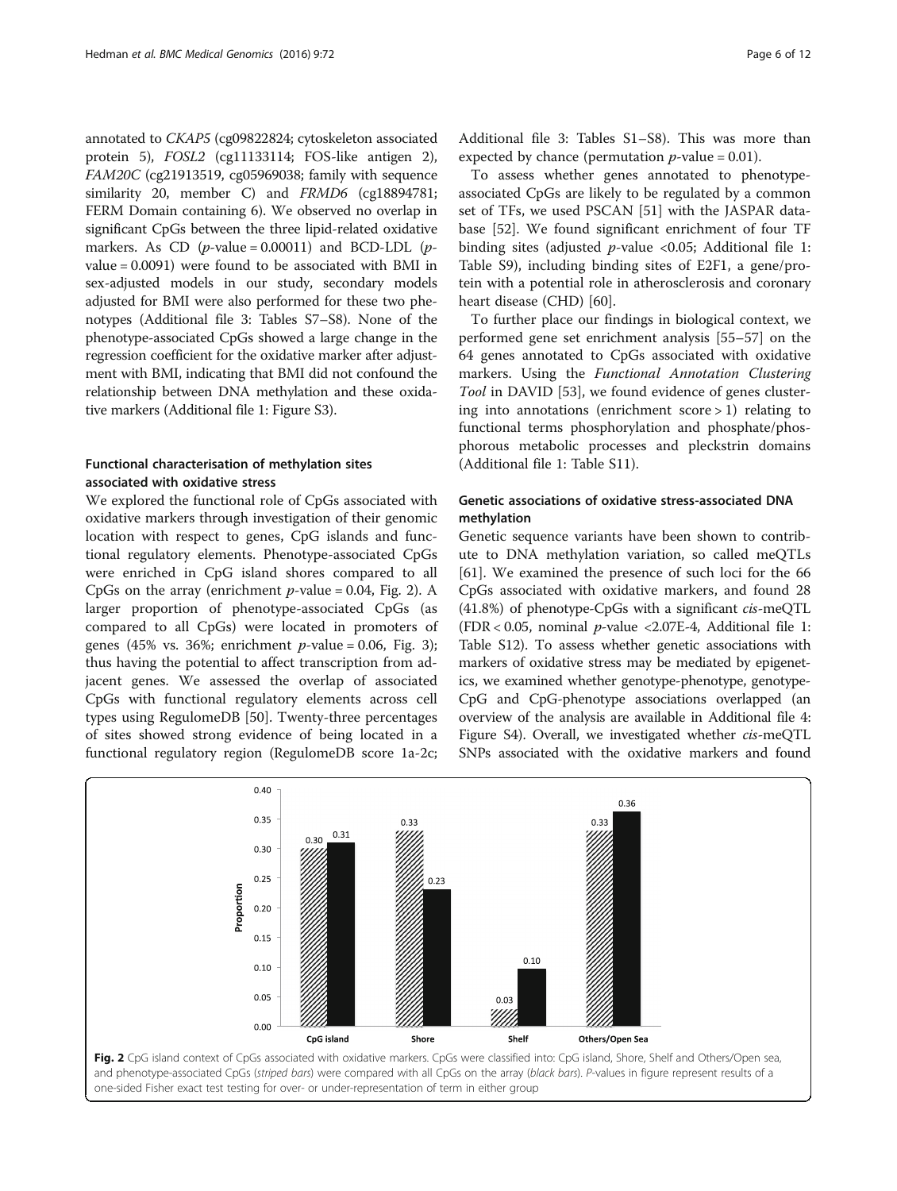annotated to *CKAP5* (cg09822824; cytoskeleton associated protein 5), *FOSL2* (cg11133114; FOS-like antigen 2), *FAM20C* (cg21913519, cg05969038; family with sequence similarity 20, member C) and *FRMD6* (cg18894781; FERM Domain containing 6). We observed no overlap in significant CpGs between the three lipid-related oxidative markers. As CD ($p$-value = 0.00011) and BCD-LDL ($p$-value = 0.0091) were found to be associated with BMI in sex-adjusted models in our study, secondary models adjusted for BMI were also performed for these two phenotypes (Additional file 3: Tables S7–S8). None of the phenotype-associated CpGs showed a large change in the regression coefficient for the oxidative marker after adjustment with BMI, indicating that BMI did not confound the relationship between DNA methylation and these oxidative markers (Additional file 1: Figure S3).

## Functional characterisation of methylation sites associated with oxidative stress

We explored the functional role of CpGs associated with oxidative markers through investigation of their genomic location with respect to genes, CpG islands and functional regulatory elements. Phenotype-associated CpGs were enriched in CpG island shores compared to all CpGs on the array (enrichment $p$-value = 0.04, Fig. 2). A larger proportion of phenotype-associated CpGs (as compared to all CpGs) were located in promoters of genes (45% vs. 36%; enrichment $p$-value = 0.06, Fig. 3); thus having the potential to affect transcription from adjacent genes. We assessed the overlap of associated CpGs with functional regulatory elements across cell types using RegulomeDB [50]. Twenty-three percentages of sites showed strong evidence of being located in a functional regulatory region (RegulomeDB score 1a-2c; Additional file 3: Tables S1–S8). This was more than expected by chance (permutation $p$-value = 0.01).

To assess whether genes annotated to phenotype-associated CpGs are likely to be regulated by a common set of TFs, we used PSCAN [51] with the JASPAR database [52]. We found significant enrichment of four TF binding sites (adjusted $p$-value <0.05; Additional file 1: Table S9), including binding sites of E2F1, a gene/protein with a potential role in atherosclerosis and coronary heart disease (CHD) [60].

To further place our findings in biological context, we performed gene set enrichment analysis [55–57] on the 64 genes annotated to CpGs associated with oxidative markers. Using the *Functional Annotation Clustering Tool* in DAVID [53], we found evidence of genes clustering into annotations (enrichment score > 1) relating to functional terms phosphorylation and phosphate/phosphorous metabolic processes and pleckstrin domains (Additional file 1: Table S11).

## Genetic associations of oxidative stress-associated DNA methylation

Genetic sequence variants have been shown to contribute to DNA methylation variation, so called meQTLs [61]. We examined the presence of such loci for the 66 CpGs associated with oxidative markers, and found 28 (41.8%) of phenotype-CpGs with a significant *cis*-meQTL (FDR < 0.05, nominal $p$-value <2.07E-4, Additional file 1: Table S12). To assess whether genetic associations with markers of oxidative stress may be mediated by epigenetics, we examined whether genotype-phenotype, genotype-CpG and CpG-phenotype associations overlapped (an overview of the analysis are available in Additional file 4: Figure S4). Overall, we investigated whether *cis*-meQTL SNPs associated with the oxidative markers and found

**Fig. 2** CpG island context of CpGs associated with oxidative markers. CpGs were classified into: CpG island, Shore, Shelf and Others/Open sea, and phenotype-associated CpGs (*striped bars*) were compared with all CpGs on the array (*black bars*). *P*-values in figure represent results of a one-sided Fisher exact test testing for over- or under-representation of term in either group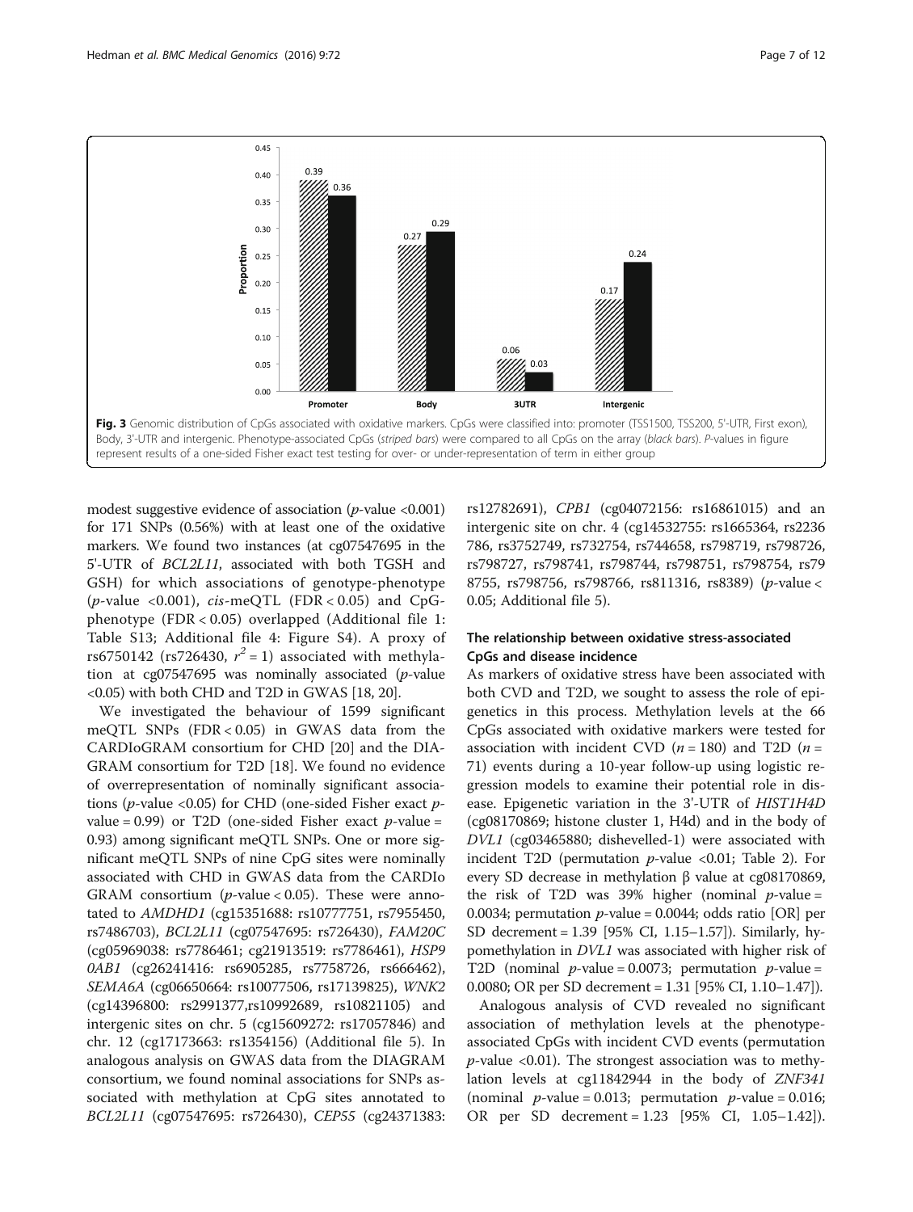Fig. 3 Genomic distribution of CpGs associated with oxidative markers. CpGs were classified into: promoter (TSS1500, TSS200, 5'-UTR, First exon), Body, 3'-UTR and intergenic. Phenotype-associated CpGs (*striped bars*) were compared to all CpGs on the array (*black bars*). *P*-values in figure represent results of a one-sided Fisher exact test testing for over- or under-representation of term in either group

modest suggestive evidence of association (*p*-value <0.001) for 171 SNPs (0.56%) with at least one of the oxidative markers. We found two instances (at cg07547695 in the 5'-UTR of *BCL2L11*, associated with both TGSH and GSH) for which associations of genotype-phenotype (*p*-value <0.001), *cis*-meQTL (FDR < 0.05) and CpG-phenotype (FDR < 0.05) overlapped (Additional file 1: Table S13; Additional file 4: Figure S4). A proxy of rs6750142 (rs726430, $r^2 = 1$) associated with methylation at cg07547695 was nominally associated (*p*-value <0.05) with both CHD and T2D in GWAS [18, 20].

We investigated the behaviour of 1599 significant meQTL SNPs (FDR < 0.05) in GWAS data from the CARDIoGRAM consortium for CHD [20] and the DIAGRAM consortium for T2D [18]. We found no evidence of overrepresentation of nominally significant associations (*p*-value <0.05) for CHD (one-sided Fisher exact *p*-value = 0.99) or T2D (one-sided Fisher exact *p*-value = 0.93) among significant meQTL SNPs. One or more significant meQTL SNPs of nine CpG sites were nominally associated with CHD in GWAS data from the CARDIoGRAM consortium (*p*-value < 0.05). These were annotated to *AMDHD1* (cg15351688: rs10777751, rs7955450, rs7486703), *BCL2L11* (cg07547695: rs726430), *FAM20C* (cg05969038: rs7786461; cg21913519: rs7786461), *HSP90AB1* (cg26241416: rs6905285, rs7758726, rs666462), *SEMA6A* (cg06650664: rs10077506, rs17139825), *WNK2* (cg14396800: rs2991377,rs10992689, rs10821105) and intergenic sites on chr. 5 (cg15609272: rs17057846) and chr. 12 (cg17173663: rs1354156) (Additional file 5). In analogous analysis on GWAS data from the DIAGRAM consortium, we found nominal associations for SNPs associated with methylation at CpG sites annotated to *BCL2L11* (cg07547695: rs726430), *CEP55* (cg24371383: rs12782691), *CPB1* (cg04072156: rs16861015) and an intergenic site on chr. 4 (cg14532755: rs1665364, rs2236786, rs3752749, rs732754, rs744658, rs798719, rs798726, rs798727, rs798741, rs798744, rs798751, rs798754, rs798755, rs798756, rs798766, rs811316, rs8389) (*p*-value < 0.05; Additional file 5).

### The relationship between oxidative stress-associated CpGs and disease incidence

As markers of oxidative stress have been associated with both CVD and T2D, we sought to assess the role of epigenetics in this process. Methylation levels at the 66 CpGs associated with oxidative markers were tested for association with incident CVD ($n = 180$) and T2D ($n = 71$) events during a 10-year follow-up using logistic regression models to examine their potential role in disease. Epigenetic variation in the 3'-UTR of *HIST1H4D* (cg08170869; histone cluster 1, H4d) and in the body of *DVL1* (cg03465880; dishevelled-1) were associated with incident T2D (permutation *p*-value <0.01; Table 2). For every SD decrease in methylation β value at cg08170869, the risk of T2D was 39% higher (nominal *p*-value = 0.0034; permutation *p*-value = 0.0044; odds ratio [OR] per SD decrement = 1.39 [95% CI, 1.15–1.57]). Similarly, hypomethylation in *DVL1* was associated with higher risk of T2D (nominal *p*-value = 0.0073; permutation *p*-value = 0.0080; OR per SD decrement = 1.31 [95% CI, 1.10–1.47]).

Analogous analysis of CVD revealed no significant association of methylation levels at the phenotype-associated CpGs with incident CVD events (permutation *p*-value <0.01). The strongest association was to methylation levels at cg11842944 in the body of *ZNF341* (nominal *p*-value = 0.013; permutation *p*-value = 0.016; OR per SD decrement = 1.23 [95% CI, 1.05–1.42]).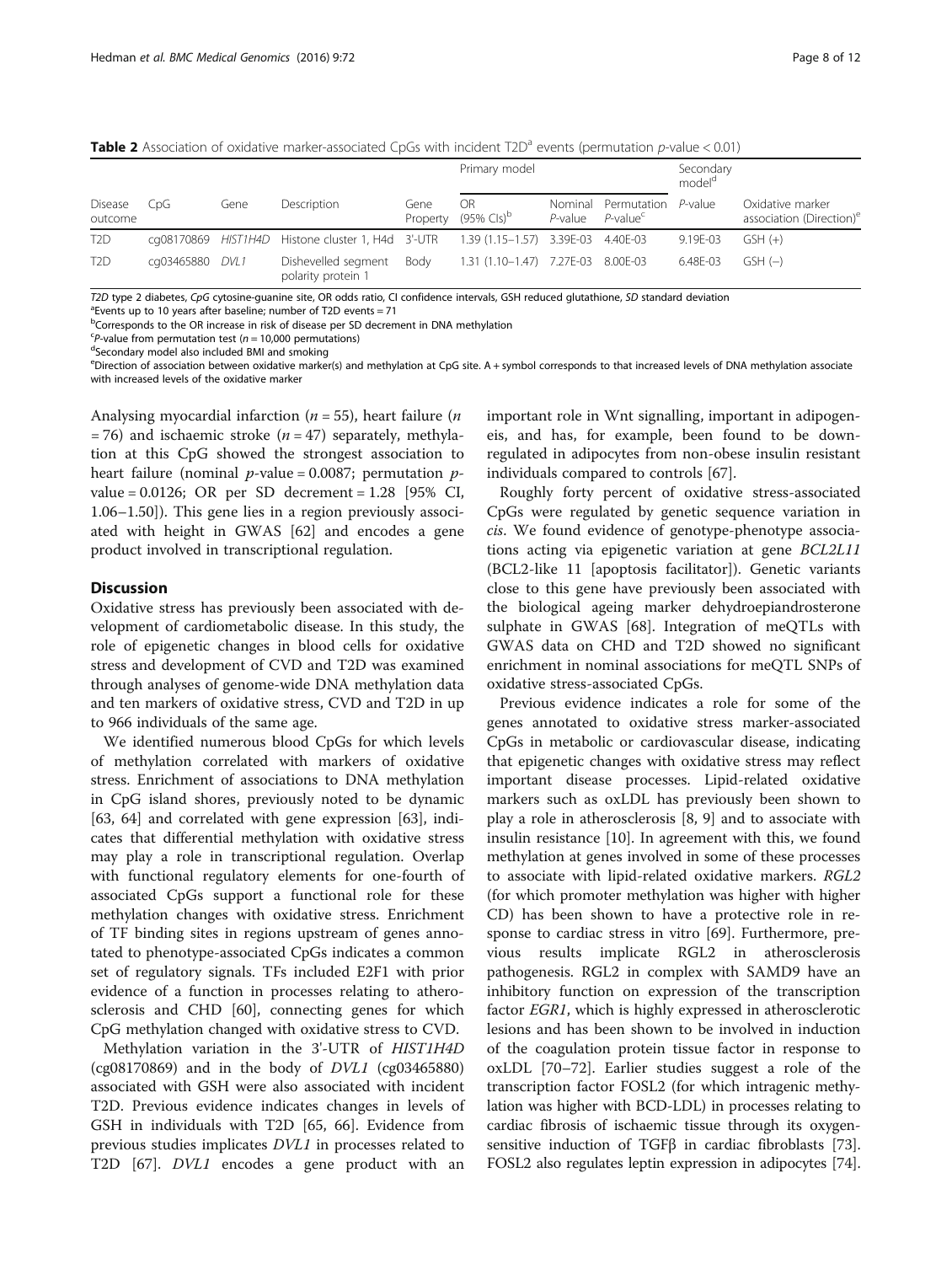**Table 2** Association of oxidative marker-associated CpGs with incident T2D[a] events (permutation *p*-value < 0.01)

| Disease outcome | CpG | Gene | Description | Gene Property | Primary model | | | Secondary model[d] | Oxidative marker association (Direction)[e] |
|---|---|---|---|---|---|---|---|---|---|
| | | | | | OR (95% CIs)[b] | Nominal *P*-value | Permutation *P*-value[c] | *P*-value | |
| T2D | cg08170869 | *HIST1H4D* | Histone cluster 1, H4d | 3'-UTR | 1.39 (1.15–1.57) | 3.39E-03 | 4.40E-03 | 9.19E-03 | GSH (+) |
| T2D | cg03465880 | *DVL1* | Dishevelled segment polarity protein 1 | Body | 1.31 (1.10–1.47) | 7.27E-03 | 8.00E-03 | 6.48E-03 | GSH (−) |

*T2D* type 2 diabetes, *CpG* cytosine-guanine site, *OR* odds ratio, *CI* confidence intervals, *GSH* reduced glutathione, *SD* standard deviation
[a]Events up to 10 years after baseline; number of T2D events = 71
[b]Corresponds to the OR increase in risk of disease per SD decrement in DNA methylation
[c]*P*-value from permutation test (*n* = 10,000 permutations)
[d]Secondary model also included BMI and smoking
[e]Direction of association between oxidative marker(s) and methylation at CpG site. A + symbol corresponds to that increased levels of DNA methylation associate with increased levels of the oxidative marker

Analysing myocardial infarction ($n = 55$), heart failure ($n = 76$) and ischaemic stroke ($n = 47$) separately, methylation at this CpG showed the strongest association to heart failure (nominal $p$-value = 0.0087; permutation $p$-value = 0.0126; OR per SD decrement = 1.28 [95% CI, 1.06–1.50]). This gene lies in a region previously associated with height in GWAS [62] and encodes a gene product involved in transcriptional regulation.

## Discussion

Oxidative stress has previously been associated with development of cardiometabolic disease. In this study, the role of epigenetic changes in blood cells for oxidative stress and development of CVD and T2D was examined through analyses of genome-wide DNA methylation data and ten markers of oxidative stress, CVD and T2D in up to 966 individuals of the same age.

We identified numerous blood CpGs for which levels of methylation correlated with markers of oxidative stress. Enrichment of associations to DNA methylation in CpG island shores, previously noted to be dynamic [63, 64] and correlated with gene expression [63], indicates that differential methylation with oxidative stress may play a role in transcriptional regulation. Overlap with functional regulatory elements for one-fourth of associated CpGs support a functional role for these methylation changes with oxidative stress. Enrichment of TF binding sites in regions upstream of genes annotated to phenotype-associated CpGs indicates a common set of regulatory signals. TFs included E2F1 with prior evidence of a function in processes relating to atherosclerosis and CHD [60], connecting genes for which CpG methylation changed with oxidative stress to CVD.

Methylation variation in the 3'-UTR of *HIST1H4D* (cg08170869) and in the body of *DVL1* (cg03465880) associated with GSH were also associated with incident T2D. Previous evidence indicates changes in levels of GSH in individuals with T2D [65, 66]. Evidence from previous studies implicates *DVL1* in processes related to T2D [67]. *DVL1* encodes a gene product with an important role in Wnt signalling, important in adipogeneis, and has, for example, been found to be downregulated in adipocytes from non-obese insulin resistant individuals compared to controls [67].

Roughly forty percent of oxidative stress-associated CpGs were regulated by genetic sequence variation in *cis*. We found evidence of genotype-phenotype associations acting via epigenetic variation at gene *BCL2L11* (BCL2-like 11 [apoptosis facilitator]). Genetic variants close to this gene have previously been associated with the biological ageing marker dehydroepiandrosterone sulphate in GWAS [68]. Integration of meQTLs with GWAS data on CHD and T2D showed no significant enrichment in nominal associations for meQTL SNPs of oxidative stress-associated CpGs.

Previous evidence indicates a role for some of the genes annotated to oxidative stress marker-associated CpGs in metabolic or cardiovascular disease, indicating that epigenetic changes with oxidative stress may reflect important disease processes. Lipid-related oxidative markers such as oxLDL has previously been shown to play a role in atherosclerosis [8, 9] and to associate with insulin resistance [10]. In agreement with this, we found methylation at genes involved in some of these processes to associate with lipid-related oxidative markers. *RGL2* (for which promoter methylation was higher with higher CD) has been shown to have a protective role in response to cardiac stress in vitro [69]. Furthermore, previous results implicate RGL2 in atherosclerosis pathogenesis. RGL2 in complex with SAMD9 have an inhibitory function on expression of the transcription factor *EGR1*, which is highly expressed in atherosclerotic lesions and has been shown to be involved in induction of the coagulation protein tissue factor in response to oxLDL [70–72]. Earlier studies suggest a role of the transcription factor FOSL2 (for which intragenic methylation was higher with BCD-LDL) in processes relating to cardiac fibrosis of ischaemic tissue through its oxygen-sensitive induction of TGFβ in cardiac fibroblasts [73]. FOSL2 also regulates leptin expression in adipocytes [74].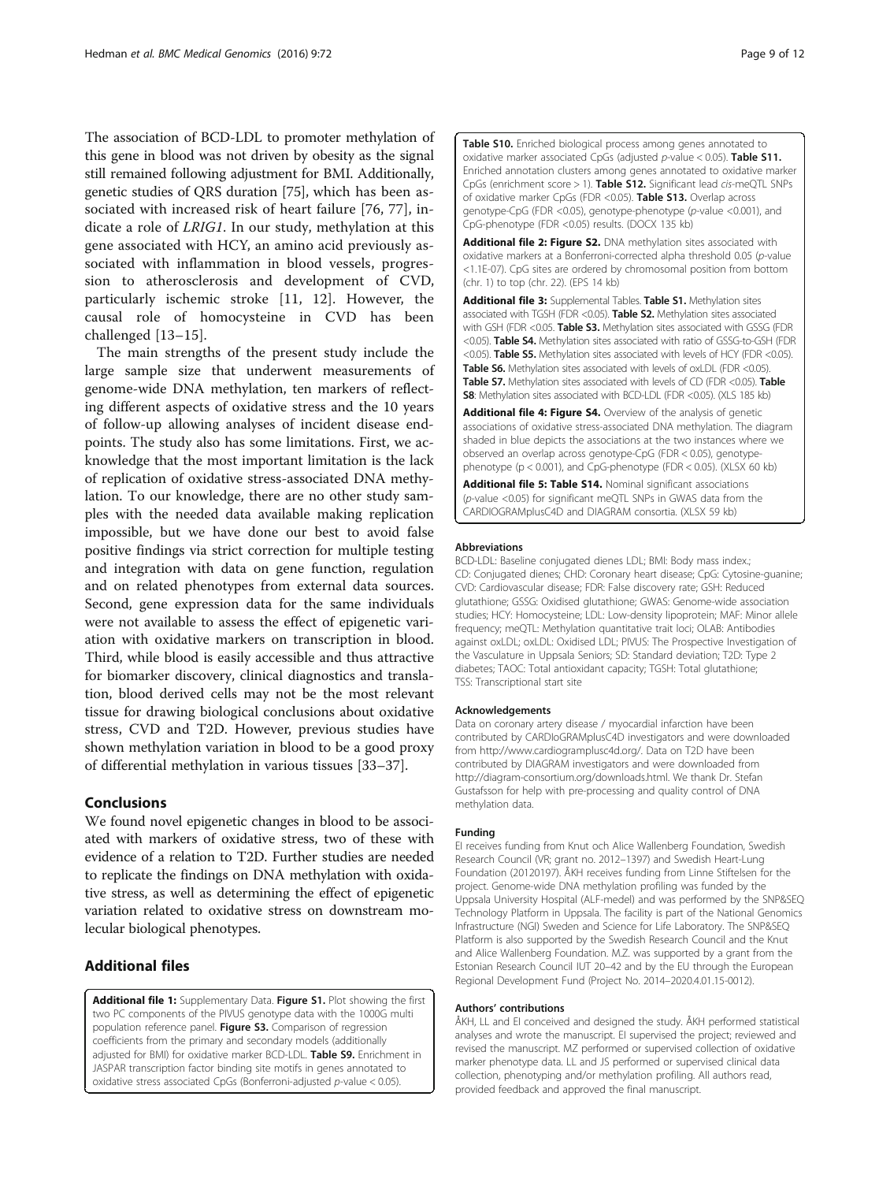The association of BCD-LDL to promoter methylation of this gene in blood was not driven by obesity as the signal still remained following adjustment for BMI. Additionally, genetic studies of QRS duration [75], which has been associated with increased risk of heart failure [76, 77], indicate a role of *LRIG1*. In our study, methylation at this gene associated with HCY, an amino acid previously associated with inflammation in blood vessels, progression to atherosclerosis and development of CVD, particularly ischemic stroke [11, 12]. However, the causal role of homocysteine in CVD has been challenged [13–15].

The main strengths of the present study include the large sample size that underwent measurements of genome-wide DNA methylation, ten markers of reflecting different aspects of oxidative stress and the 10 years of follow-up allowing analyses of incident disease endpoints. The study also has some limitations. First, we acknowledge that the most important limitation is the lack of replication of oxidative stress-associated DNA methylation. To our knowledge, there are no other study samples with the needed data available making replication impossible, but we have done our best to avoid false positive findings via strict correction for multiple testing and integration with data on gene function, regulation and on related phenotypes from external data sources. Second, gene expression data for the same individuals were not available to assess the effect of epigenetic variation with oxidative markers on transcription in blood. Third, while blood is easily accessible and thus attractive for biomarker discovery, clinical diagnostics and translation, blood derived cells may not be the most relevant tissue for drawing biological conclusions about oxidative stress, CVD and T2D. However, previous studies have shown methylation variation in blood to be a good proxy of differential methylation in various tissues [33–37].

## Conclusions

We found novel epigenetic changes in blood to be associated with markers of oxidative stress, two of these with evidence of a relation to T2D. Further studies are needed to replicate the findings on DNA methylation with oxidative stress, as well as determining the effect of epigenetic variation related to oxidative stress on downstream molecular biological phenotypes.

## Additional files

**Additional file 1:** Supplementary Data. **Figure S1.** Plot showing the first two PC components of the PIVUS genotype data with the 1000G multi population reference panel. **Figure S3.** Comparison of regression coefficients from the primary and secondary models (additionally adjusted for BMI) for oxidative marker BCD-LDL. **Table S9.** Enrichment in JASPAR transcription factor binding site motifs in genes annotated to oxidative stress associated CpGs (Bonferroni-adjusted *p*-value < 0.05). **Table S10.** Enriched biological process among genes annotated to oxidative marker associated CpGs (adjusted *p*-value < 0.05). **Table S11.** Enriched annotation clusters among genes annotated to oxidative marker CpGs (enrichment score > 1). **Table S12.** Significant lead *cis*-meQTL SNPs of oxidative marker CpGs (FDR <0.05). **Table S13.** Overlap across genotype-CpG (FDR <0.05), genotype-phenotype (*p*-value <0.001), and CpG-phenotype (FDR <0.05) results. (DOCX 135 kb)

**Additional file 2: Figure S2.** DNA methylation sites associated with oxidative markers at a Bonferroni-corrected alpha threshold 0.05 (*p*-value <1.1E-07). CpG sites are ordered by chromosomal position from bottom (chr. 1) to top (chr. 22). (EPS 14 kb)

**Additional file 3:** Supplemental Tables. **Table S1.** Methylation sites associated with TGSH (FDR <0.05). **Table S2.** Methylation sites associated with GSH (FDR <0.05. **Table S3.** Methylation sites associated with GSSG (FDR <0.05). **Table S4.** Methylation sites associated with ratio of GSSG-to-GSH (FDR <0.05). **Table S5.** Methylation sites associated with levels of HCY (FDR <0.05). **Table S6.** Methylation sites associated with levels of oxLDL (FDR <0.05). **Table S7.** Methylation sites associated with levels of CD (FDR <0.05). **Table S8**: Methylation sites associated with BCD-LDL (FDR <0.05). (XLS 185 kb)

**Additional file 4: Figure S4.** Overview of the analysis of genetic associations of oxidative stress-associated DNA methylation. The diagram shaded in blue depicts the associations at the two instances where we observed an overlap across genotype-CpG (FDR < 0.05), genotype-phenotype (p < 0.001), and CpG-phenotype (FDR < 0.05). (XLSX 60 kb)

**Additional file 5: Table S14.** Nominal significant associations (*p*-value <0.05) for significant meQTL SNPs in GWAS data from the CARDIOGRAMplusC4D and DIAGRAM consortia. (XLSX 59 kb)

#### Abbreviations

BCD-LDL: Baseline conjugated dienes LDL; BMI: Body mass index.; CD: Conjugated dienes; CHD: Coronary heart disease; CpG: Cytosine-guanine; CVD: Cardiovascular disease; FDR: False discovery rate; GSH: Reduced glutathione; GSSG: Oxidised glutathione; GWAS: Genome-wide association studies; HCY: Homocysteine; LDL: Low-density lipoprotein; MAF: Minor allele frequency; meQTL: Methylation quantitative trait loci; OLAB: Antibodies against oxLDL; oxLDL: Oxidised LDL; PIVUS: The Prospective Investigation of the Vasculature in Uppsala Seniors; SD: Standard deviation; T2D: Type 2 diabetes; TAOC: Total antioxidant capacity; TGSH: Total glutathione; TSS: Transcriptional start site

#### Acknowledgements

Data on coronary artery disease / myocardial infarction have been contributed by CARDIoGRAMplusC4D investigators and were downloaded from http://www.cardiogramplusc4d.org/. Data on T2D have been contributed by DIAGRAM investigators and were downloaded from http://diagram-consortium.org/downloads.html. We thank Dr. Stefan Gustafsson for help with pre-processing and quality control of DNA methylation data.

#### Funding

EI receives funding from Knut och Alice Wallenberg Foundation, Swedish Research Council (VR; grant no. 2012–1397) and Swedish Heart-Lung Foundation (20120197). ÅKH receives funding from Linne Stiftelsen for the project. Genome-wide DNA methylation profiling was funded by the Uppsala University Hospital (ALF-medel) and was performed by the SNP&SEQ Technology Platform in Uppsala. The facility is part of the National Genomics Infrastructure (NGI) Sweden and Science for Life Laboratory. The SNP&SEQ Platform is also supported by the Swedish Research Council and the Knut and Alice Wallenberg Foundation. M.Z. was supported by a grant from the Estonian Research Council IUT 20–42 and by the EU through the European Regional Development Fund (Project No. 2014–2020.4.01.15-0012).

#### Authors' contributions

ÅKH, LL and EI conceived and designed the study. ÅKH performed statistical analyses and wrote the manuscript. EI supervised the project; reviewed and revised the manuscript. MZ performed or supervised collection of oxidative marker phenotype data. LL and JS performed or supervised clinical data collection, phenotyping and/or methylation profiling. All authors read, provided feedback and approved the final manuscript.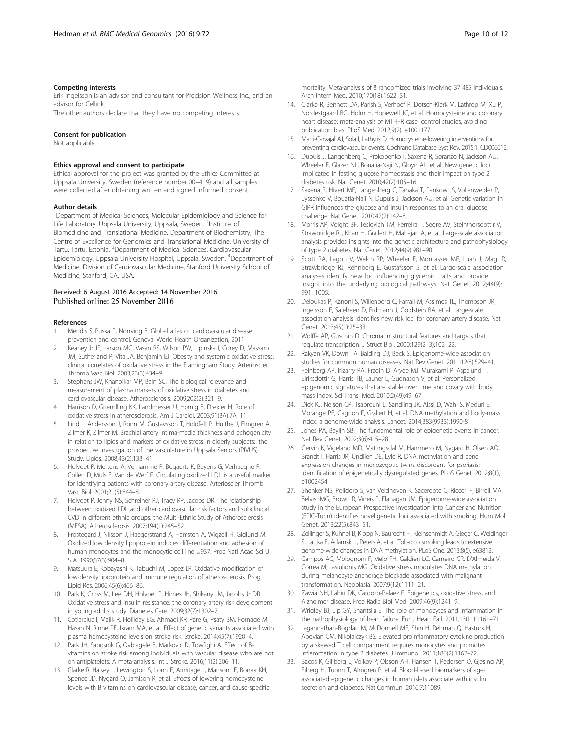#### Competing interests

Erik Ingelsson is an advisor and consultant for Precision Wellness Inc., and an advisor for Cellink.

The other authors declare that they have no competing interests.

#### Consent for publication

Not applicable.

#### Ethics approval and consent to participate

Ethical approval for the project was granted by the Ethics Committee at Uppsala University, Sweden (reference number 00–419) and all samples were collected after obtaining written and signed informed consent.

#### Author details

[1]Department of Medical Sciences, Molecular Epidemiology and Science for Life Laboratory, Uppsala University, Uppsala, Sweden. [2]Institute of Biomedicine and Translational Medicine, Department of Biochemistry, The Centre of Excellence for Genomics and Translational Medicine, University of Tartu, Tartu, Estonia. [3]Department of Medical Sciences, Cardiovascular Epidemiology, Uppsala University Hospital, Uppsala, Sweden. [4]Department of Medicine, Division of Cardiovascular Medicine, Stanford University School of Medicine, Stanford, CA, USA.

Received: 6 August 2016 Accepted: 14 November 2016
Published online: 25 November 2016

#### References

1. Mendis S, Puska P, Norrving B. Global atlas on cardiovascular disease prevention and control. Geneva: World Health Organization; 2011.
2. Keaney Jr JF, Larson MG, Vasan RS, Wilson PW, Lipinska I, Corey D, Massaro JM, Sutherland P, Vita JA, Benjamin EJ. Obesity and systemic oxidative stress: clinical correlates of oxidative stress in the Framingham Study. Arterioscler Thromb Vasc Biol. 2003;23(3):434–9.
3. Stephens JW, Khanolkar MP, Bain SC. The biological relevance and measurement of plasma markers of oxidative stress in diabetes and cardiovascular disease. Atherosclerosis. 2009;202(2):321–9.
4. Harrison D, Griendling KK, Landmesser U, Hornig B, Drexler H. Role of oxidative stress in atherosclerosis. Am J Cardiol. 2003;91(3A):7A–11.
5. Lind L, Andersson J, Ronn M, Gustavsson T, Holdfelt P, Hulthe J, Elmgren A, Zilmer K, Zilmer M. Brachial artery intima-media thickness and echogenicity in relation to lipids and markers of oxidative stress in elderly subjects:–the prospective investigation of the vasculature in Uppsala Seniors (PIVUS) Study. Lipids. 2008;43(2):133–41.
6. Holvoet P, Mertens A, Verhamme P, Bogaerts K, Beyens G, Verhaeghe R, Collen D, Muls E, Van de Werf F. Circulating oxidized LDL is a useful marker for identifying patients with coronary artery disease. Arterioscler Thromb Vasc Biol. 2001;21(5):844–8.
7. Holvoet P, Jenny NS, Schreiner PJ, Tracy RP, Jacobs DR. The relationship between oxidized LDL and other cardiovascular risk factors and subclinical CVD in different ethnic groups: the Multi-Ethnic Study of Atherosclerosis (MESA). Atherosclerosis. 2007;194(1):245–52.
8. Frostegard J, Nilsson J, Haegerstrand A, Hamsten A, Wigzell H, Gidlund M. Oxidized low density lipoprotein induces differentiation and adhesion of human monocytes and the monocytic cell line U937. Proc Natl Acad Sci U S A. 1990;87(3):904–8.
9. Matsuura E, Kobayashi K, Tabuchi M, Lopez LR. Oxidative modification of low-density lipoprotein and immune regulation of atherosclerosis. Prog Lipid Res. 2006;45(6):466–86.
10. Park K, Gross M, Lee DH, Holvoet P, Himes JH, Shikany JM, Jacobs Jr DR. Oxidative stress and insulin resistance: the coronary artery risk development in young adults study. Diabetes Care. 2009;32(7):1302–7.
11. Cotlarciuc I, Malik R, Holliday EG, Ahmadi KR, Pare G, Psaty BM, Fornage M, Hasan N, Rinne PE, Ikram MA, et al. Effect of genetic variants associated with plasma homocysteine levels on stroke risk. Stroke. 2014;45(7):1920–4.
12. Park JH, Saposnik G, Ovbiagele B, Markovic D, Towfighi A. Effect of B-vitamins on stroke risk among individuals with vascular disease who are not on antiplatelets: A meta-analysis. Int J Stroke. 2016;11(2):206–11.
13. Clarke R, Halsey J, Lewington S, Lonn E, Armitage J, Manson JE, Bonaa KH, Spence JD, Nygard O, Jamison R, et al. Effects of lowering homocysteine levels with B vitamins on cardiovascular disease, cancer, and cause-specific mortality: Meta-analysis of 8 randomized trials involving 37 485 individuals. Arch Intern Med. 2010;170(18):1622–31.
14. Clarke R, Bennett DA, Parish S, Verhoef P, Dotsch-Klerk M, Lathrop M, Xu P, Nordestgaard BG, Holm H, Hopewell JC, et al. Homocysteine and coronary heart disease: meta-analysis of MTHFR case–control studies, avoiding publication bias. PLoS Med. 2012;9(2), e1001177.
15. Marti-Carvajal AJ, Sola I, Lathyris D. Homocysteine-lowering interventions for preventing cardiovascular events. Cochrane Database Syst Rev. 2015;1, CD006612.
16. Dupuis J, Langenberg C, Prokopenko I, Saxena R, Soranzo N, Jackson AU, Wheeler E, Glazer NL, Bouatia-Naji N, Gloyn AL, et al. New genetic loci implicated in fasting glucose homeostasis and their impact on type 2 diabetes risk. Nat Genet. 2010;42(2):105–16.
17. Saxena R, Hivert MF, Langenberg C, Tanaka T, Pankow JS, Vollenweider P, Lyssenko V, Bouatia-Naji N, Dupuis J, Jackson AU, et al. Genetic variation in GIPR influences the glucose and insulin responses to an oral glucose challenge. Nat Genet. 2010;42(2):142–8.
18. Morris AP, Voight BF, Teslovich TM, Ferreira T, Segre AV, Steinthorsdottir V, Strawbridge RJ, Khan H, Grallert H, Mahajan A, et al. Large-scale association analysis provides insights into the genetic architecture and pathophysiology of type 2 diabetes. Nat Genet. 2012;44(9):981–90.
19. Scott RA, Lagou V, Welch RP, Wheeler E, Montasser ME, Luan J, Magi R, Strawbridge RJ, Rehnberg E, Gustafsson S, et al. Large-scale association analyses identify new loci influencing glycemic traits and provide insight into the underlying biological pathways. Nat Genet. 2012;44(9): 991–1005.
20. Deloukas P, Kanoni S, Willenborg C, Farrall M, Assimes TL, Thompson JR, Ingelsson E, Saleheen D, Erdmann J, Goldstein BA, et al. Large-scale association analysis identifies new risk loci for coronary artery disease. Nat Genet. 2013;45(1):25–33.
21. Wolffe AP, Guschin D. Chromatin structural features and targets that regulate transcription. J Struct Biol. 2000;129(2–3):102–22.
22. Rakyan VK, Down TA, Balding DJ, Beck S. Epigenome-wide association studies for common human diseases. Nat Rev Genet. 2011;12(8):529–41.
23. Feinberg AP, Irizarry RA, Fradin D, Aryee MJ, Murakami P, Aspelund T, Eiriksdottir G, Harris TB, Launer L, Gudnason V, et al. Personalized epigenomic signatures that are stable over time and covary with body mass index. Sci Transl Med. 2010;2(49):49–67.
24. Dick KJ, Nelson CP, Tsaprouni L, Sandling JK, Aissi D, Wahl S, Meduri E, Morange PE, Gagnon F, Grallert H, et al. DNA methylation and body-mass index: a genome-wide analysis. Lancet. 2014;383(9933):1990-8.
25. Jones PA, Baylin SB. The fundamental role of epigenetic events in cancer. Nat Rev Genet. 2002;3(6):415–28.
26. Gervin K, Vigeland MD, Mattingsdal M, Hammero M, Nygard H, Olsen AO, Brandt I, Harris JR, Undlien DE, Lyle R. DNA methylation and gene expression changes in monozygotic twins discordant for psoriasis: identification of epigenetically dysregulated genes. PLoS Genet. 2012;8(1), e1002454.
27. Shenker NS, Polidoro S, van Veldhoven K, Sacerdote C, Ricceri F, Birrell MA, Belvisi MG, Brown R, Vineis P, Flanagan JM. Epigenome-wide association study in the European Prospective Investigation into Cancer and Nutrition (EPIC-Turin) identifies novel genetic loci associated with smoking. Hum Mol Genet. 2013;22(5):843–51.
28. Zeilinger S, Kuhnel B, Klopp N, Baurecht H, Kleinschmidt A, Gieger C, Weidinger S, Lattka E, Adamski J, Peters A, et al. Tobacco smoking leads to extensive genome-wide changes in DNA methylation. PLoS One. 2013;8(5), e63812.
29. Campos AC, Molognoni F, Melo FH, Galdieri LC, Carneiro CR, D'Almeida V, Correa M, Jasiulionis MG. Oxidative stress modulates DNA methylation during melanocyte anchorage blockade associated with malignant transformation. Neoplasia. 2007;9(12):1111–21.
30. Zawia NH, Lahiri DK, Cardozo-Pelaez F. Epigenetics, oxidative stress, and Alzheimer disease. Free Radic Biol Med. 2009;46(9):1241–9.
31. Wrigley BJ, Lip GY, Shantsila E. The role of monocytes and inflammation in the pathophysiology of heart failure. Eur J Heart Fail. 2011;13(11):1161–71.
32. Jagannathan-Bogdan M, McDonnell ME, Shin H, Rehman Q, Hasturk H, Apovian CM, Nikolajczyk BS. Elevated proinflammatory cytokine production by a skewed T cell compartment requires monocytes and promotes inflammation in type 2 diabetes. J Immunol. 2011;186(2):1162–72.
33. Bacos K, Gillberg L, Volkov P, Olsson AH, Hansen T, Pedersen O, Gjesing AP, Eiberg H, Tuomi T, Almgren P, et al. Blood-based biomarkers of age-associated epigenetic changes in human islets associate with insulin secretion and diabetes. Nat Commun. 2016;7:11089.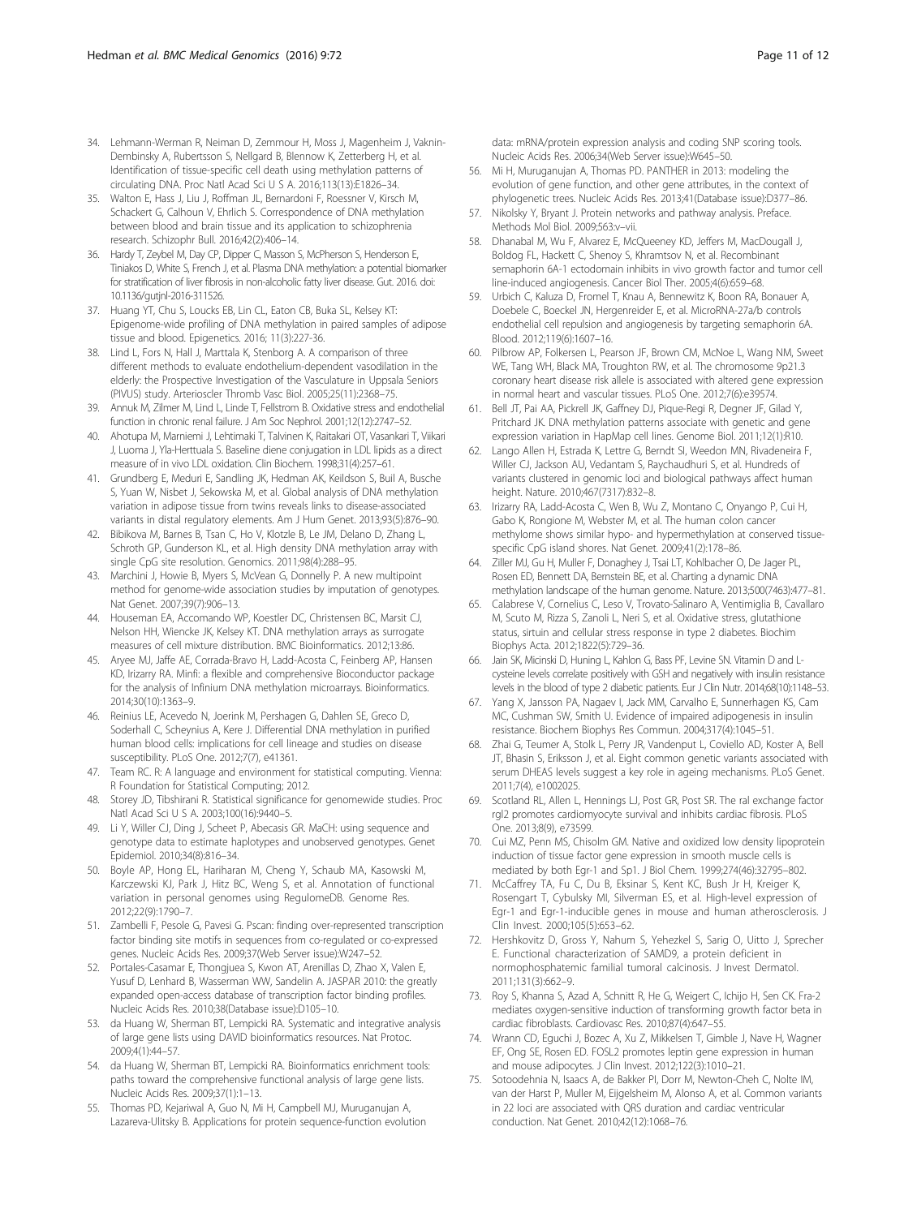34. Lehmann-Werman R, Neiman D, Zemmour H, Moss J, Magenheim J, Vaknin-Dembinsky A, Rubertsson S, Nellgard B, Blennow K, Zetterberg H, et al. Identification of tissue-specific cell death using methylation patterns of circulating DNA. Proc Natl Acad Sci U S A. 2016;113(13):E1826–34.
35. Walton E, Hass J, Liu J, Roffman JL, Bernardoni F, Roessner V, Kirsch M, Schackert G, Calhoun V, Ehrlich S. Correspondence of DNA methylation between blood and brain tissue and its application to schizophrenia research. Schizophr Bull. 2016;42(2):406–14.
36. Hardy T, Zeybel M, Day CP, Dipper C, Masson S, McPherson S, Henderson E, Tiniakos D, White S, French J, et al. Plasma DNA methylation: a potential biomarker for stratification of liver fibrosis in non-alcoholic fatty liver disease. Gut. 2016. doi: 10.1136/gutjnl-2016-311526.
37. Huang YT, Chu S, Loucks EB, Lin CL, Eaton CB, Buka SL, Kelsey KT: Epigenome-wide profiling of DNA methylation in paired samples of adipose tissue and blood. Epigenetics. 2016; 11(3):227-36.
38. Lind L, Fors N, Hall J, Marttala K, Stenborg A. A comparison of three different methods to evaluate endothelium-dependent vasodilation in the elderly: the Prospective Investigation of the Vasculature in Uppsala Seniors (PIVUS) study. Arterioscler Thromb Vasc Biol. 2005;25(11):2368–75.
39. Annuk M, Zilmer M, Lind L, Linde T, Fellstrom B. Oxidative stress and endothelial function in chronic renal failure. J Am Soc Nephrol. 2001;12(12):2747–52.
40. Ahotupa M, Marniemi J, Lehtimaki T, Talvinen K, Raitakari OT, Vasankari T, Viikari J, Luoma J, Yla-Herttuala S. Baseline diene conjugation in LDL lipids as a direct measure of in vivo LDL oxidation. Clin Biochem. 1998;31(4):257–61.
41. Grundberg E, Meduri E, Sandling JK, Hedman AK, Keildson S, Buil A, Busche S, Yuan W, Nisbet J, Sekowska M, et al. Global analysis of DNA methylation variation in adipose tissue from twins reveals links to disease-associated variants in distal regulatory elements. Am J Hum Genet. 2013;93(5):876–90.
42. Bibikova M, Barnes B, Tsan C, Ho V, Klotzle B, Le JM, Delano D, Zhang L, Schroth GP, Gunderson KL, et al. High density DNA methylation array with single CpG site resolution. Genomics. 2011;98(4):288–95.
43. Marchini J, Howie B, Myers S, McVean G, Donnelly P. A new multipoint method for genome-wide association studies by imputation of genotypes. Nat Genet. 2007;39(7):906–13.
44. Houseman EA, Accomando WP, Koestler DC, Christensen BC, Marsit CJ, Nelson HH, Wiencke JK, Kelsey KT. DNA methylation arrays as surrogate measures of cell mixture distribution. BMC Bioinformatics. 2012;13:86.
45. Aryee MJ, Jaffe AE, Corrada-Bravo H, Ladd-Acosta C, Feinberg AP, Hansen KD, Irizarry RA. Minfi: a flexible and comprehensive Bioconductor package for the analysis of Infinium DNA methylation microarrays. Bioinformatics. 2014;30(10):1363–9.
46. Reinius LE, Acevedo N, Joerink M, Pershagen G, Dahlen SE, Greco D, Soderhall C, Scheynius A, Kere J. Differential DNA methylation in purified human blood cells: implications for cell lineage and studies on disease susceptibility. PLoS One. 2012;7(7), e41361.
47. Team RC. R: A language and environment for statistical computing. Vienna: R Foundation for Statistical Computing; 2012.
48. Storey JD, Tibshirani R. Statistical significance for genomewide studies. Proc Natl Acad Sci U S A. 2003;100(16):9440–5.
49. Li Y, Willer CJ, Ding J, Scheet P, Abecasis GR. MaCH: using sequence and genotype data to estimate haplotypes and unobserved genotypes. Genet Epidemiol. 2010;34(8):816–34.
50. Boyle AP, Hong EL, Hariharan M, Cheng Y, Schaub MA, Kasowski M, Karczewski KJ, Park J, Hitz BC, Weng S, et al. Annotation of functional variation in personal genomes using RegulomeDB. Genome Res. 2012;22(9):1790–7.
51. Zambelli F, Pesole G, Pavesi G. Pscan: finding over-represented transcription factor binding site motifs in sequences from co-regulated or co-expressed genes. Nucleic Acids Res. 2009;37(Web Server issue):W247–52.
52. Portales-Casamar E, Thongjuea S, Kwon AT, Arenillas D, Zhao X, Valen E, Yusuf D, Lenhard B, Wasserman WW, Sandelin A. JASPAR 2010: the greatly expanded open-access database of transcription factor binding profiles. Nucleic Acids Res. 2010;38(Database issue):D105–10.
53. da Huang W, Sherman BT, Lempicki RA. Systematic and integrative analysis of large gene lists using DAVID bioinformatics resources. Nat Protoc. 2009;4(1):44–57.
54. da Huang W, Sherman BT, Lempicki RA. Bioinformatics enrichment tools: paths toward the comprehensive functional analysis of large gene lists. Nucleic Acids Res. 2009;37(1):1–13.
55. Thomas PD, Kejariwal A, Guo N, Mi H, Campbell MJ, Muruganujan A, Lazareva-Ulitsky B. Applications for protein sequence-function evolution data: mRNA/protein expression analysis and coding SNP scoring tools. Nucleic Acids Res. 2006;34(Web Server issue):W645–50.
56. Mi H, Muruganujan A, Thomas PD. PANTHER in 2013: modeling the evolution of gene function, and other gene attributes, in the context of phylogenetic trees. Nucleic Acids Res. 2013;41(Database issue):D377–86.
57. Nikolsky Y, Bryant J. Protein networks and pathway analysis. Preface. Methods Mol Biol. 2009;563:v–vii.
58. Dhanabal M, Wu F, Alvarez E, McQueeney KD, Jeffers M, MacDougall J, Boldog FL, Hackett C, Shenoy S, Khramtsov N, et al. Recombinant semaphorin 6A-1 ectodomain inhibits in vivo growth factor and tumor cell line-induced angiogenesis. Cancer Biol Ther. 2005;4(6):659–68.
59. Urbich C, Kaluza D, Fromel T, Knau A, Bennewitz K, Boon RA, Bonauer A, Doebele C, Boeckel JN, Hergenreider E, et al. MicroRNA-27a/b controls endothelial cell repulsion and angiogenesis by targeting semaphorin 6A. Blood. 2012;119(6):1607–16.
60. Pilbrow AP, Folkersen L, Pearson JF, Brown CM, McNoe L, Wang NM, Sweet WE, Tang WH, Black MA, Troughton RW, et al. The chromosome 9p21.3 coronary heart disease risk allele is associated with altered gene expression in normal heart and vascular tissues. PLoS One. 2012;7(6):e39574.
61. Bell JT, Pai AA, Pickrell JK, Gaffney DJ, Pique-Regi R, Degner JF, Gilad Y, Pritchard JK. DNA methylation patterns associate with genetic and gene expression variation in HapMap cell lines. Genome Biol. 2011;12(1):R10.
62. Lango Allen H, Estrada K, Lettre G, Berndt SI, Weedon MN, Rivadeneira F, Willer CJ, Jackson AU, Vedantam S, Raychaudhuri S, et al. Hundreds of variants clustered in genomic loci and biological pathways affect human height. Nature. 2010;467(7317):832–8.
63. Irizarry RA, Ladd-Acosta C, Wen B, Wu Z, Montano C, Onyango P, Cui H, Gabo K, Rongione M, Webster M, et al. The human colon cancer methylome shows similar hypo- and hypermethylation at conserved tissue-specific CpG island shores. Nat Genet. 2009;41(2):178–86.
64. Ziller MJ, Gu H, Muller F, Donaghey J, Tsai LT, Kohlbacher O, De Jager PL, Rosen ED, Bennett DA, Bernstein BE, et al. Charting a dynamic DNA methylation landscape of the human genome. Nature. 2013;500(7463):477–81.
65. Calabrese V, Cornelius C, Leso V, Trovato-Salinaro A, Ventimiglia B, Cavallaro M, Scuto M, Rizza S, Zanoli L, Neri S, et al. Oxidative stress, glutathione status, sirtuin and cellular stress response in type 2 diabetes. Biochim Biophys Acta. 2012;1822(5):729–36.
66. Jain SK, Micinski D, Huning L, Kahlon G, Bass PF, Levine SN. Vitamin D and L-cysteine levels correlate positively with GSH and negatively with insulin resistance levels in the blood of type 2 diabetic patients. Eur J Clin Nutr. 2014;68(10):1148–53.
67. Yang X, Jansson PA, Nagaev I, Jack MM, Carvalho E, Sunnerhagen KS, Cam MC, Cushman SW, Smith U. Evidence of impaired adipogenesis in insulin resistance. Biochem Biophys Res Commun. 2004;317(4):1045–51.
68. Zhai G, Teumer A, Stolk L, Perry JR, Vandenput L, Coviello AD, Koster A, Bell JT, Bhasin S, Eriksson J, et al. Eight common genetic variants associated with serum DHEAS levels suggest a key role in ageing mechanisms. PLoS Genet. 2011;7(4), e1002025.
69. Scotland RL, Allen L, Hennings LJ, Post GR, Post SR. The ral exchange factor rgl2 promotes cardiomyocyte survival and inhibits cardiac fibrosis. PLoS One. 2013;8(9), e73599.
70. Cui MZ, Penn MS, Chisolm GM. Native and oxidized low density lipoprotein induction of tissue factor gene expression in smooth muscle cells is mediated by both Egr-1 and Sp1. J Biol Chem. 1999;274(46):32795–802.
71. McCaffrey TA, Fu C, Du B, Eksinar S, Kent KC, Bush Jr H, Kreiger K, Rosengart T, Cybulsky MI, Silverman ES, et al. High-level expression of Egr-1 and Egr-1-inducible genes in mouse and human atherosclerosis. J Clin Invest. 2000;105(5):653–62.
72. Hershkovitz D, Gross Y, Nahum S, Yehezkel S, Sarig O, Uitto J, Sprecher E. Functional characterization of SAMD9, a protein deficient in normophosphatemic familial tumoral calcinosis. J Invest Dermatol. 2011;131(3):662–9.
73. Roy S, Khanna S, Azad A, Schnitt R, He G, Weigert C, Ichijo H, Sen CK. Fra-2 mediates oxygen-sensitive induction of transforming growth factor beta in cardiac fibroblasts. Cardiovasc Res. 2010;87(4):647–55.
74. Wrann CD, Eguchi J, Bozec A, Xu Z, Mikkelsen T, Gimble J, Nave H, Wagner EF, Ong SE, Rosen ED. FOSL2 promotes leptin gene expression in human and mouse adipocytes. J Clin Invest. 2012;122(3):1010–21.
75. Sotoodehnia N, Isaacs A, de Bakker PI, Dorr M, Newton-Cheh C, Nolte IM, van der Harst P, Muller M, Eijgelsheim M, Alonso A, et al. Common variants in 22 loci are associated with QRS duration and cardiac ventricular conduction. Nat Genet. 2010;42(12):1068–76.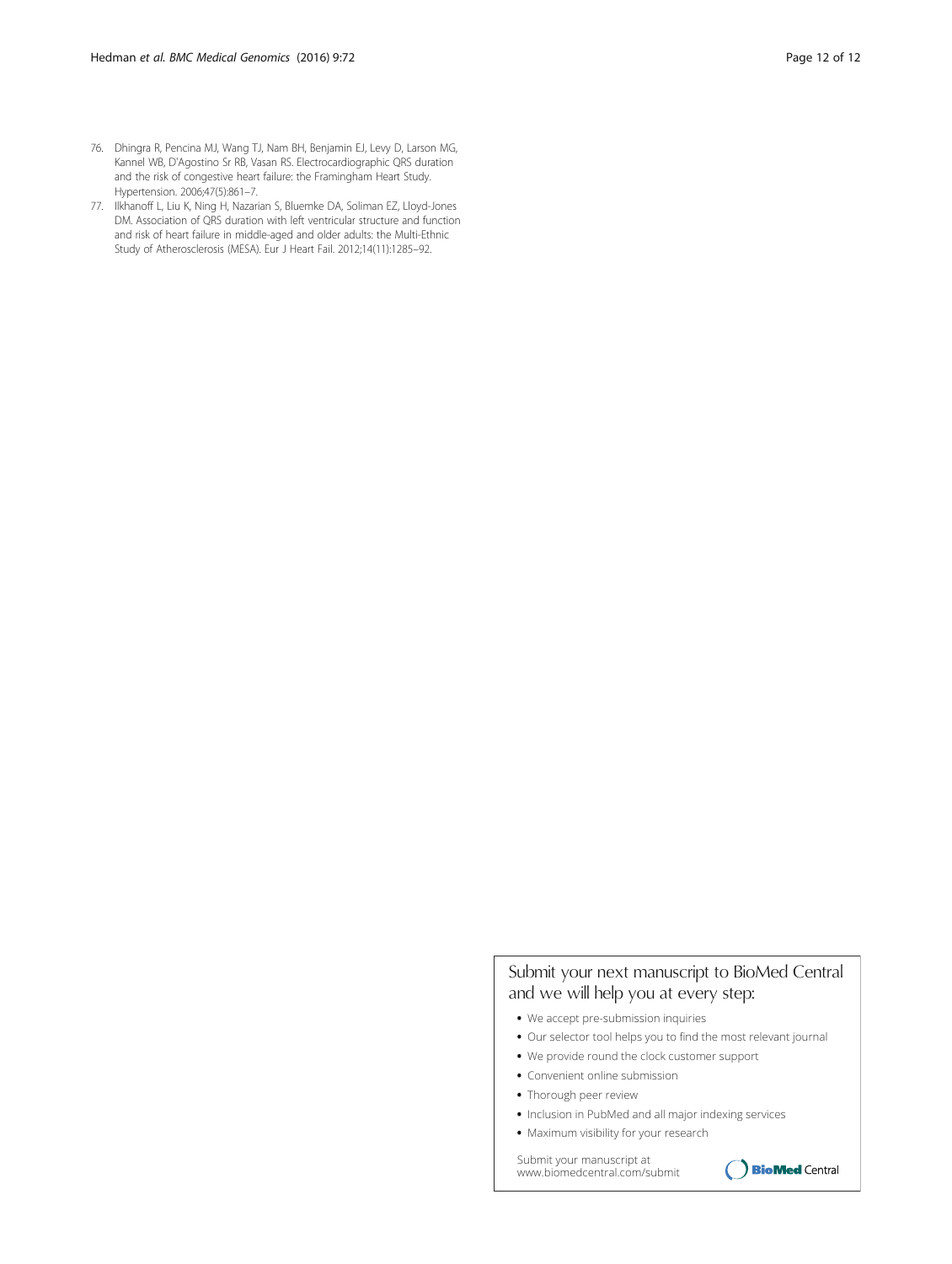76. Dhingra R, Pencina MJ, Wang TJ, Nam BH, Benjamin EJ, Levy D, Larson MG, Kannel WB, D'Agostino Sr RB, Vasan RS. Electrocardiographic QRS duration and the risk of congestive heart failure: the Framingham Heart Study. Hypertension. 2006;47(5):861–7.
77. Ilkhanoff L, Liu K, Ning H, Nazarian S, Bluemke DA, Soliman EZ, Lloyd-Jones DM. Association of QRS duration with left ventricular structure and function and risk of heart failure in middle-aged and older adults: the Multi-Ethnic Study of Atherosclerosis (MESA). Eur J Heart Fail. 2012;14(11):1285–92.

Submit your next manuscript to BioMed Central and we will help you at every step:

- We accept pre-submission inquiries
- Our selector tool helps you to find the most relevant journal
- We provide round the clock customer support
- Convenient online submission
- Thorough peer review
- Inclusion in PubMed and all major indexing services
- Maximum visibility for your research

Submit your manuscript at
www.biomedcentral.com/submit

BioMed Central